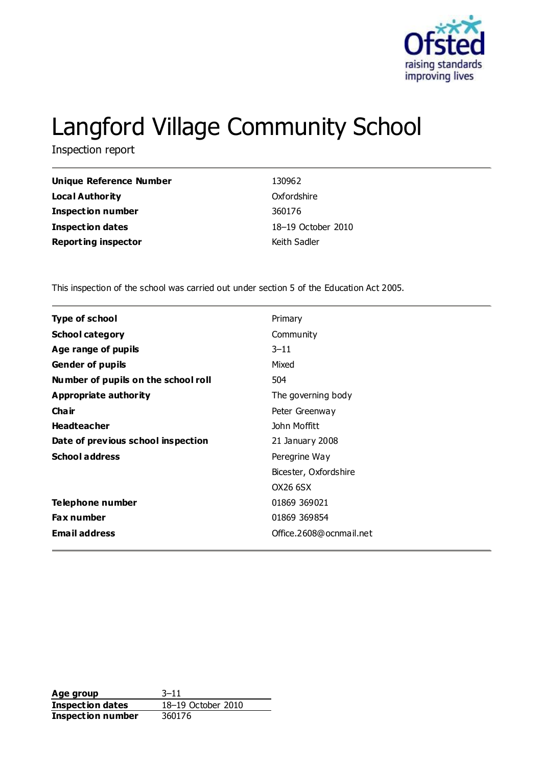# Langford Village Community School

Inspection report

| | |
|---|---|
| **Unique Reference Number** | 130962 |
| **Local Authority** | Oxfordshire |
| **Inspection number** | 360176 |
| **Inspection dates** | 18–19 October 2010 |
| **Reporting inspector** | Keith Sadler |

This inspection of the school was carried out under section 5 of the Education Act 2005.

| | |
|---|---|
| **Type of school** | Primary |
| **School category** | Community |
| **Age range of pupils** | 3–11 |
| **Gender of pupils** | Mixed |
| **Number of pupils on the school roll** | 504 |
| **Appropriate authority** | The governing body |
| **Chair** | Peter Greenway |
| **Headteacher** | John Moffitt |
| **Date of previous school inspection** | 21 January 2008 |
| **School address** | Peregrine Way<br>Bicester, Oxfordshire<br>OX26 6SX |
| **Telephone number** | 01869 369021 |
| **Fax number** | 01869 369854 |
| **Email address** | Office.2608@ocnmail.net |

| | |
|---|---|
| **Age group** | 3–11 |
| **Inspection dates** | 18–19 October 2010 |
| **Inspection number** | 360176 |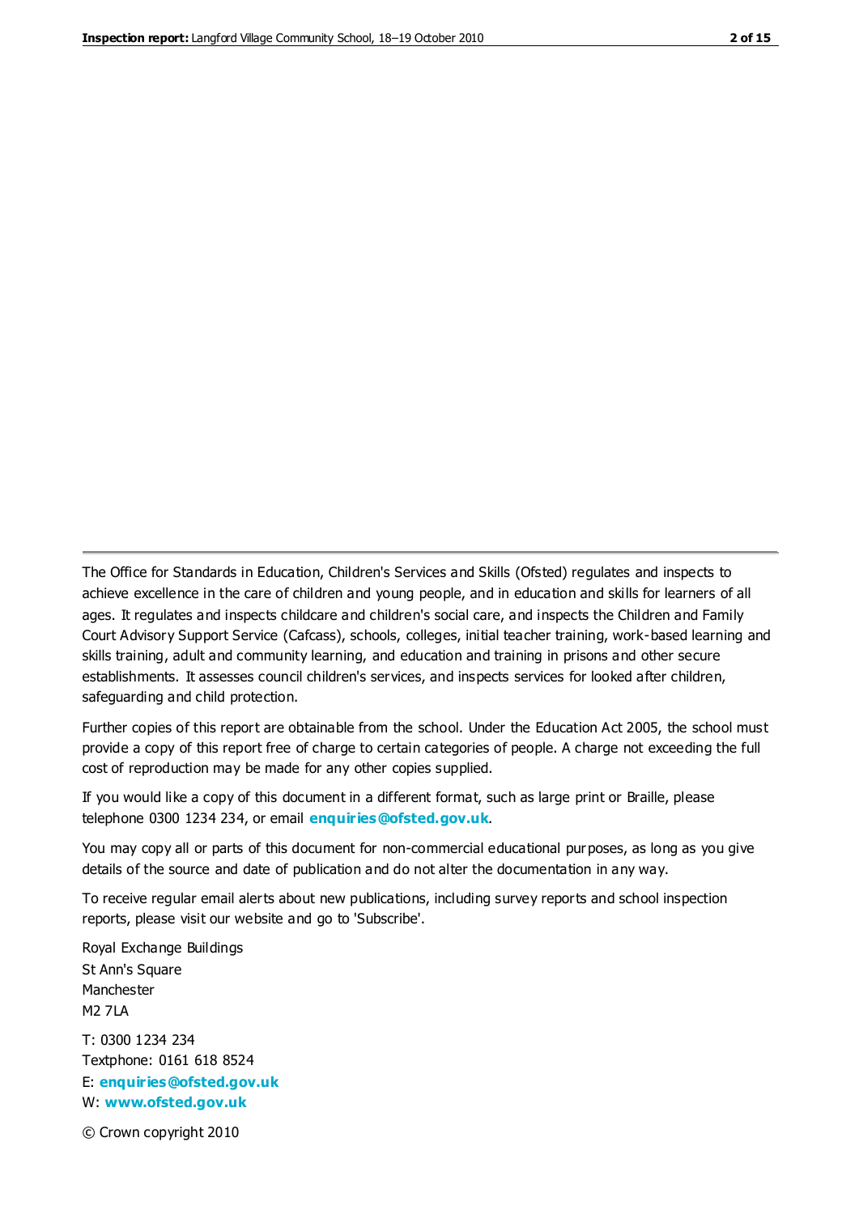The Office for Standards in Education, Children's Services and Skills (Ofsted) regulates and inspects to achieve excellence in the care of children and young people, and in education and skills for learners of all ages. It regulates and inspects childcare and children's social care, and inspects the Children and Family Court Advisory Support Service (Cafcass), schools, colleges, initial teacher training, work-based learning and skills training, adult and community learning, and education and training in prisons and other secure establishments. It assesses council children's services, and inspects services for looked after children, safeguarding and child protection.

Further copies of this report are obtainable from the school. Under the Education Act 2005, the school must provide a copy of this report free of charge to certain categories of people. A charge not exceeding the full cost of reproduction may be made for any other copies supplied.

If you would like a copy of this document in a different format, such as large print or Braille, please telephone 0300 1234 234, or email **enquiries@ofsted.gov.uk**.

You may copy all or parts of this document for non-commercial educational purposes, as long as you give details of the source and date of publication and do not alter the documentation in any way.

To receive regular email alerts about new publications, including survey reports and school inspection reports, please visit our website and go to 'Subscribe'.

Royal Exchange Buildings
St Ann's Square
Manchester
M2 7LA

T: 0300 1234 234
Textphone: 0161 618 8524
E: **enquiries@ofsted.gov.uk**
W: **www.ofsted.gov.uk**

© Crown copyright 2010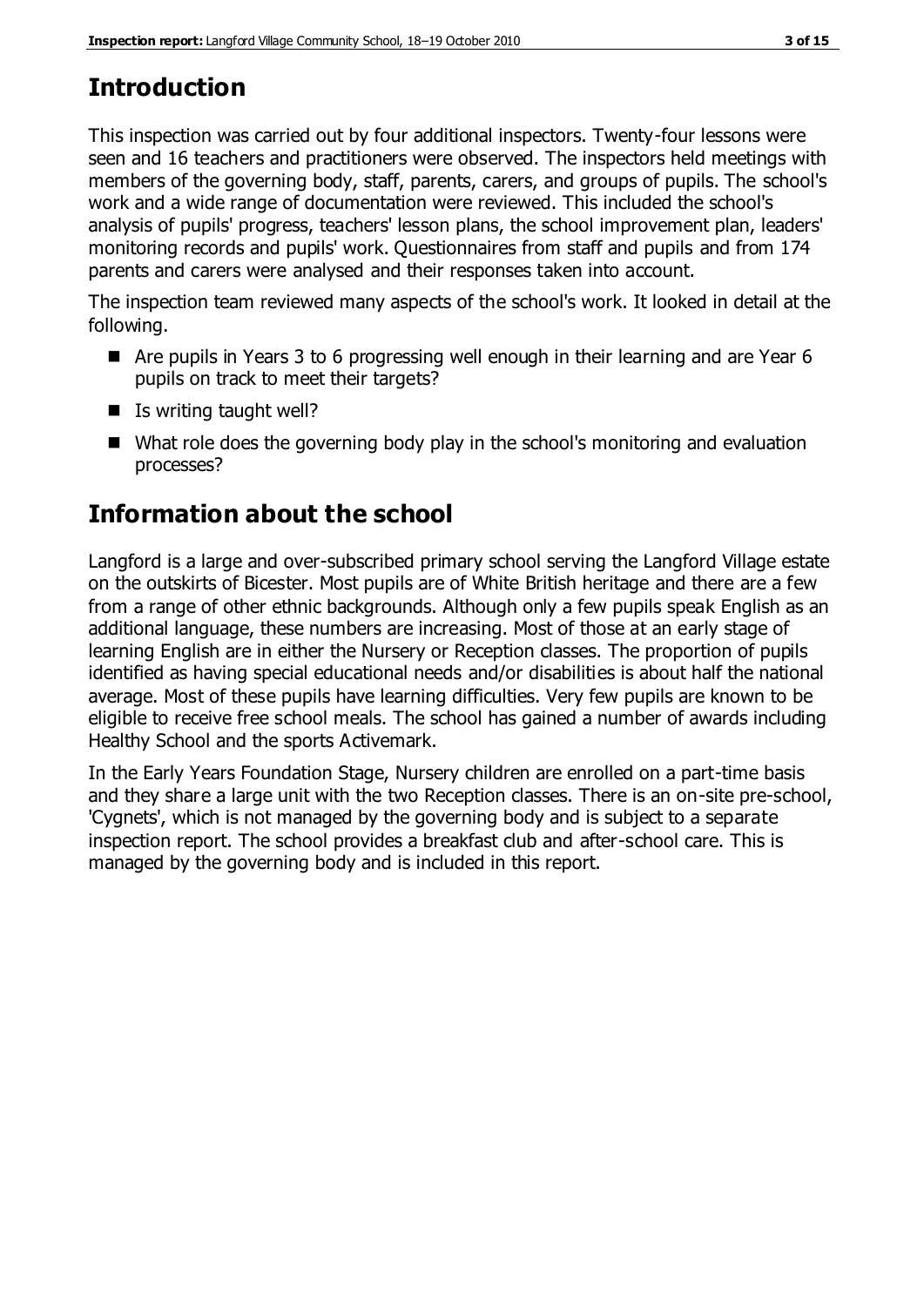## Introduction

This inspection was carried out by four additional inspectors. Twenty-four lessons were seen and 16 teachers and practitioners were observed. The inspectors held meetings with members of the governing body, staff, parents, carers, and groups of pupils. The school's work and a wide range of documentation were reviewed. This included the school's analysis of pupils' progress, teachers' lesson plans, the school improvement plan, leaders' monitoring records and pupils' work. Questionnaires from staff and pupils and from 174 parents and carers were analysed and their responses taken into account.

The inspection team reviewed many aspects of the school's work. It looked in detail at the following.

- Are pupils in Years 3 to 6 progressing well enough in their learning and are Year 6 pupils on track to meet their targets?
- Is writing taught well?
- What role does the governing body play in the school's monitoring and evaluation processes?

## Information about the school

Langford is a large and over-subscribed primary school serving the Langford Village estate on the outskirts of Bicester. Most pupils are of White British heritage and there are a few from a range of other ethnic backgrounds. Although only a few pupils speak English as an additional language, these numbers are increasing. Most of those at an early stage of learning English are in either the Nursery or Reception classes. The proportion of pupils identified as having special educational needs and/or disabilities is about half the national average. Most of these pupils have learning difficulties. Very few pupils are known to be eligible to receive free school meals. The school has gained a number of awards including Healthy School and the sports Activemark.

In the Early Years Foundation Stage, Nursery children are enrolled on a part-time basis and they share a large unit with the two Reception classes. There is an on-site pre-school, 'Cygnets', which is not managed by the governing body and is subject to a separate inspection report. The school provides a breakfast club and after-school care. This is managed by the governing body and is included in this report.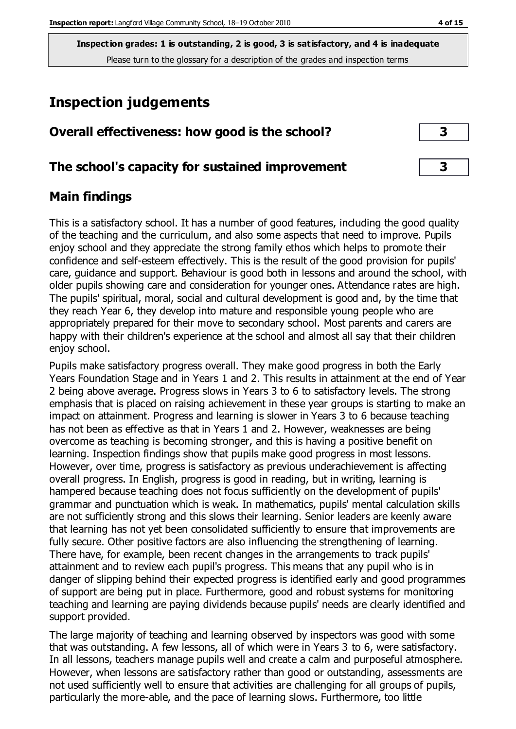**Inspection grades: 1 is outstanding, 2 is good, 3 is satisfactory, and 4 is inadequate**
Please turn to the glossary for a description of the grades and inspection terms

# Inspection judgements

## Overall effectiveness: how good is the school? — 3

## The school's capacity for sustained improvement — 3

## Main findings

This is a satisfactory school. It has a number of good features, including the good quality of the teaching and the curriculum, and also some aspects that need to improve. Pupils enjoy school and they appreciate the strong family ethos which helps to promote their confidence and self-esteem effectively. This is the result of the good provision for pupils' care, guidance and support. Behaviour is good both in lessons and around the school, with older pupils showing care and consideration for younger ones. Attendance rates are high. The pupils' spiritual, moral, social and cultural development is good and, by the time that they reach Year 6, they develop into mature and responsible young people who are appropriately prepared for their move to secondary school. Most parents and carers are happy with their children's experience at the school and almost all say that their children enjoy school.

Pupils make satisfactory progress overall. They make good progress in both the Early Years Foundation Stage and in Years 1 and 2. This results in attainment at the end of Year 2 being above average. Progress slows in Years 3 to 6 to satisfactory levels. The strong emphasis that is placed on raising achievement in these year groups is starting to make an impact on attainment. Progress and learning is slower in Years 3 to 6 because teaching has not been as effective as that in Years 1 and 2. However, weaknesses are being overcome as teaching is becoming stronger, and this is having a positive benefit on learning. Inspection findings show that pupils make good progress in most lessons. However, over time, progress is satisfactory as previous underachievement is affecting overall progress. In English, progress is good in reading, but in writing, learning is hampered because teaching does not focus sufficiently on the development of pupils' grammar and punctuation which is weak. In mathematics, pupils' mental calculation skills are not sufficiently strong and this slows their learning. Senior leaders are keenly aware that learning has not yet been consolidated sufficiently to ensure that improvements are fully secure. Other positive factors are also influencing the strengthening of learning. There have, for example, been recent changes in the arrangements to track pupils' attainment and to review each pupil's progress. This means that any pupil who is in danger of slipping behind their expected progress is identified early and good programmes of support are being put in place. Furthermore, good and robust systems for monitoring teaching and learning are paying dividends because pupils' needs are clearly identified and support provided.

The large majority of teaching and learning observed by inspectors was good with some that was outstanding. A few lessons, all of which were in Years 3 to 6, were satisfactory. In all lessons, teachers manage pupils well and create a calm and purposeful atmosphere. However, when lessons are satisfactory rather than good or outstanding, assessments are not used sufficiently well to ensure that activities are challenging for all groups of pupils, particularly the more-able, and the pace of learning slows. Furthermore, too little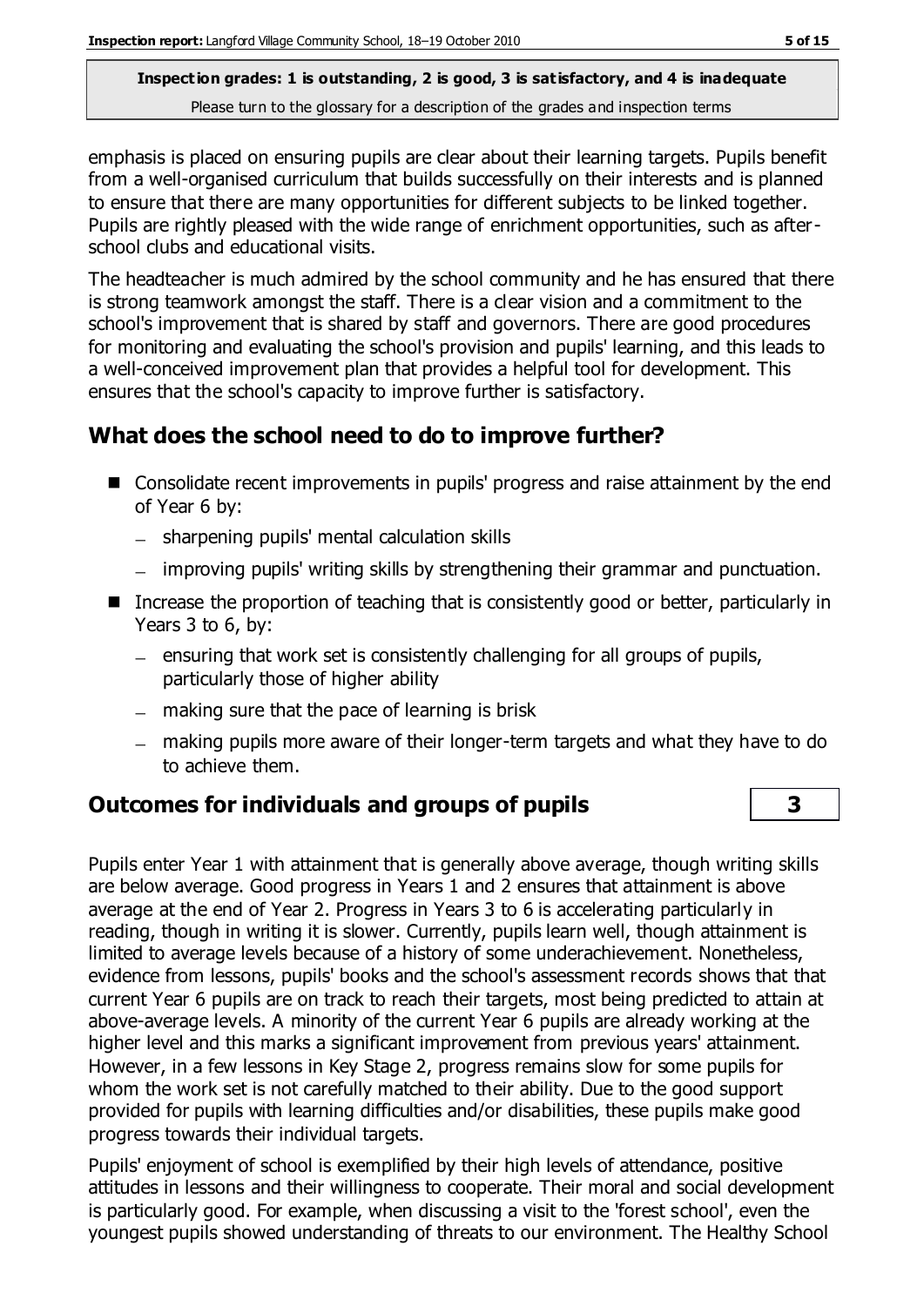emphasis is placed on ensuring pupils are clear about their learning targets. Pupils benefit from a well-organised curriculum that builds successfully on their interests and is planned to ensure that there are many opportunities for different subjects to be linked together. Pupils are rightly pleased with the wide range of enrichment opportunities, such as after-school clubs and educational visits.

The headteacher is much admired by the school community and he has ensured that there is strong teamwork amongst the staff. There is a clear vision and a commitment to the school's improvement that is shared by staff and governors. There are good procedures for monitoring and evaluating the school's provision and pupils' learning, and this leads to a well-conceived improvement plan that provides a helpful tool for development. This ensures that the school's capacity to improve further is satisfactory.

## What does the school need to do to improve further?

- Consolidate recent improvements in pupils' progress and raise attainment by the end of Year 6 by:
  - sharpening pupils' mental calculation skills
  - improving pupils' writing skills by strengthening their grammar and punctuation.
- Increase the proportion of teaching that is consistently good or better, particularly in Years 3 to 6, by:
  - ensuring that work set is consistently challenging for all groups of pupils, particularly those of higher ability
  - making sure that the pace of learning is brisk
  - making pupils more aware of their longer-term targets and what they have to do to achieve them.

## Outcomes for individuals and groups of pupils — 3

Pupils enter Year 1 with attainment that is generally above average, though writing skills are below average. Good progress in Years 1 and 2 ensures that attainment is above average at the end of Year 2. Progress in Years 3 to 6 is accelerating particularly in reading, though in writing it is slower. Currently, pupils learn well, though attainment is limited to average levels because of a history of some underachievement. Nonetheless, evidence from lessons, pupils' books and the school's assessment records shows that that current Year 6 pupils are on track to reach their targets, most being predicted to attain at above-average levels. A minority of the current Year 6 pupils are already working at the higher level and this marks a significant improvement from previous years' attainment. However, in a few lessons in Key Stage 2, progress remains slow for some pupils for whom the work set is not carefully matched to their ability. Due to the good support provided for pupils with learning difficulties and/or disabilities, these pupils make good progress towards their individual targets.

Pupils' enjoyment of school is exemplified by their high levels of attendance, positive attitudes in lessons and their willingness to cooperate. Their moral and social development is particularly good. For example, when discussing a visit to the 'forest school', even the youngest pupils showed understanding of threats to our environment. The Healthy School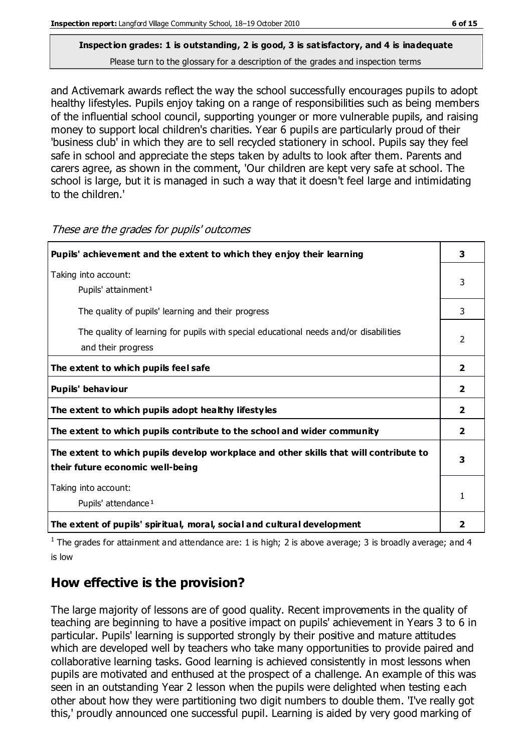**Inspection grades: 1 is outstanding, 2 is good, 3 is satisfactory, and 4 is inadequate**
Please turn to the glossary for a description of the grades and inspection terms

and Activemark awards reflect the way the school successfully encourages pupils to adopt healthy lifestyles. Pupils enjoy taking on a range of responsibilities such as being members of the influential school council, supporting younger or more vulnerable pupils, and raising money to support local children's charities. Year 6 pupils are particularly proud of their 'business club' in which they are to sell recycled stationery in school. Pupils say they feel safe in school and appreciate the steps taken by adults to look after them. Parents and carers agree, as shown in the comment, 'Our children are kept very safe at school. The school is large, but it is managed in such a way that it doesn't feel large and intimidating to the children.'

*These are the grades for pupils' outcomes*

| | |
|---|---|
| **Pupils' achievement and the extent to which they enjoy their learning** | **3** |
| Taking into account: Pupils' attainment[1] | 3 |
| The quality of pupils' learning and their progress | 3 |
| The quality of learning for pupils with special educational needs and/or disabilities and their progress | 2 |
| **The extent to which pupils feel safe** | **2** |
| **Pupils' behaviour** | **2** |
| **The extent to which pupils adopt healthy lifestyles** | **2** |
| **The extent to which pupils contribute to the school and wider community** | **2** |
| **The extent to which pupils develop workplace and other skills that will contribute to their future economic well-being** | **3** |
| Taking into account: Pupils' attendance[1] | 1 |
| **The extent of pupils' spiritual, moral, social and cultural development** | **2** |

[1] The grades for attainment and attendance are: 1 is high; 2 is above average; 3 is broadly average; and 4 is low

## How effective is the provision?

The large majority of lessons are of good quality. Recent improvements in the quality of teaching are beginning to have a positive impact on pupils' achievement in Years 3 to 6 in particular. Pupils' learning is supported strongly by their positive and mature attitudes which are developed well by teachers who take many opportunities to provide paired and collaborative learning tasks. Good learning is achieved consistently in most lessons when pupils are motivated and enthused at the prospect of a challenge. An example of this was seen in an outstanding Year 2 lesson when the pupils were delighted when testing each other about how they were partitioning two digit numbers to double them. 'I've really got this,' proudly announced one successful pupil. Learning is aided by very good marking of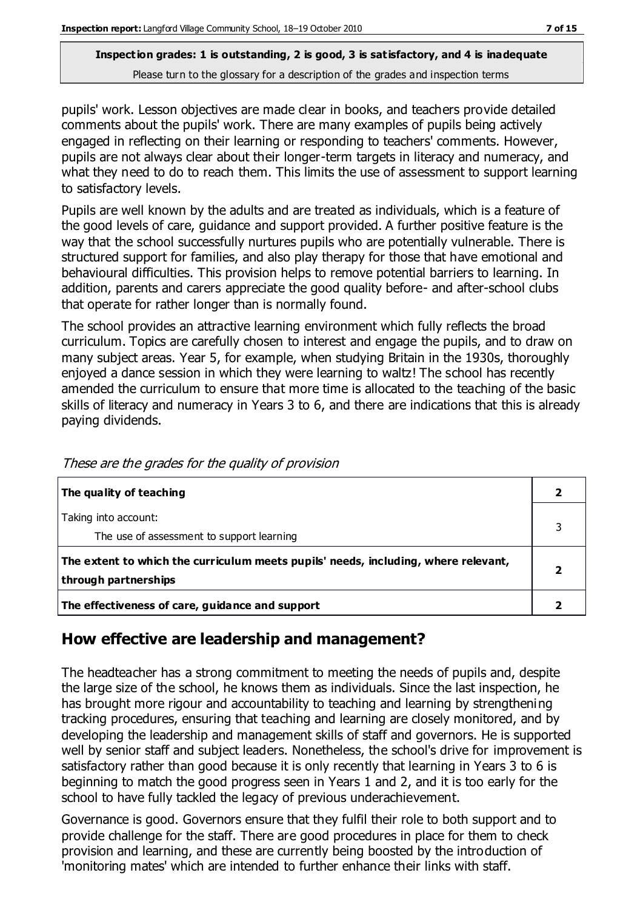pupils' work. Lesson objectives are made clear in books, and teachers provide detailed comments about the pupils' work. There are many examples of pupils being actively engaged in reflecting on their learning or responding to teachers' comments. However, pupils are not always clear about their longer-term targets in literacy and numeracy, and what they need to do to reach them. This limits the use of assessment to support learning to satisfactory levels.

Pupils are well known by the adults and are treated as individuals, which is a feature of the good levels of care, guidance and support provided. A further positive feature is the way that the school successfully nurtures pupils who are potentially vulnerable. There is structured support for families, and also play therapy for those that have emotional and behavioural difficulties. This provision helps to remove potential barriers to learning. In addition, parents and carers appreciate the good quality before- and after-school clubs that operate for rather longer than is normally found.

The school provides an attractive learning environment which fully reflects the broad curriculum. Topics are carefully chosen to interest and engage the pupils, and to draw on many subject areas. Year 5, for example, when studying Britain in the 1930s, thoroughly enjoyed a dance session in which they were learning to waltz! The school has recently amended the curriculum to ensure that more time is allocated to the teaching of the basic skills of literacy and numeracy in Years 3 to 6, and there are indications that this is already paying dividends.

*These are the grades for the quality of provision*

| | |
|---|---|
| **The quality of teaching** | **2** |
| Taking into account:<br>The use of assessment to support learning | 3 |
| **The extent to which the curriculum meets pupils' needs, including, where relevant, through partnerships** | **2** |
| **The effectiveness of care, guidance and support** | **2** |

## How effective are leadership and management?

The headteacher has a strong commitment to meeting the needs of pupils and, despite the large size of the school, he knows them as individuals. Since the last inspection, he has brought more rigour and accountability to teaching and learning by strengthening tracking procedures, ensuring that teaching and learning are closely monitored, and by developing the leadership and management skills of staff and governors. He is supported well by senior staff and subject leaders. Nonetheless, the school's drive for improvement is satisfactory rather than good because it is only recently that learning in Years 3 to 6 is beginning to match the good progress seen in Years 1 and 2, and it is too early for the school to have fully tackled the legacy of previous underachievement.

Governance is good. Governors ensure that they fulfil their role to both support and to provide challenge for the staff. There are good procedures in place for them to check provision and learning, and these are currently being boosted by the introduction of 'monitoring mates' which are intended to further enhance their links with staff.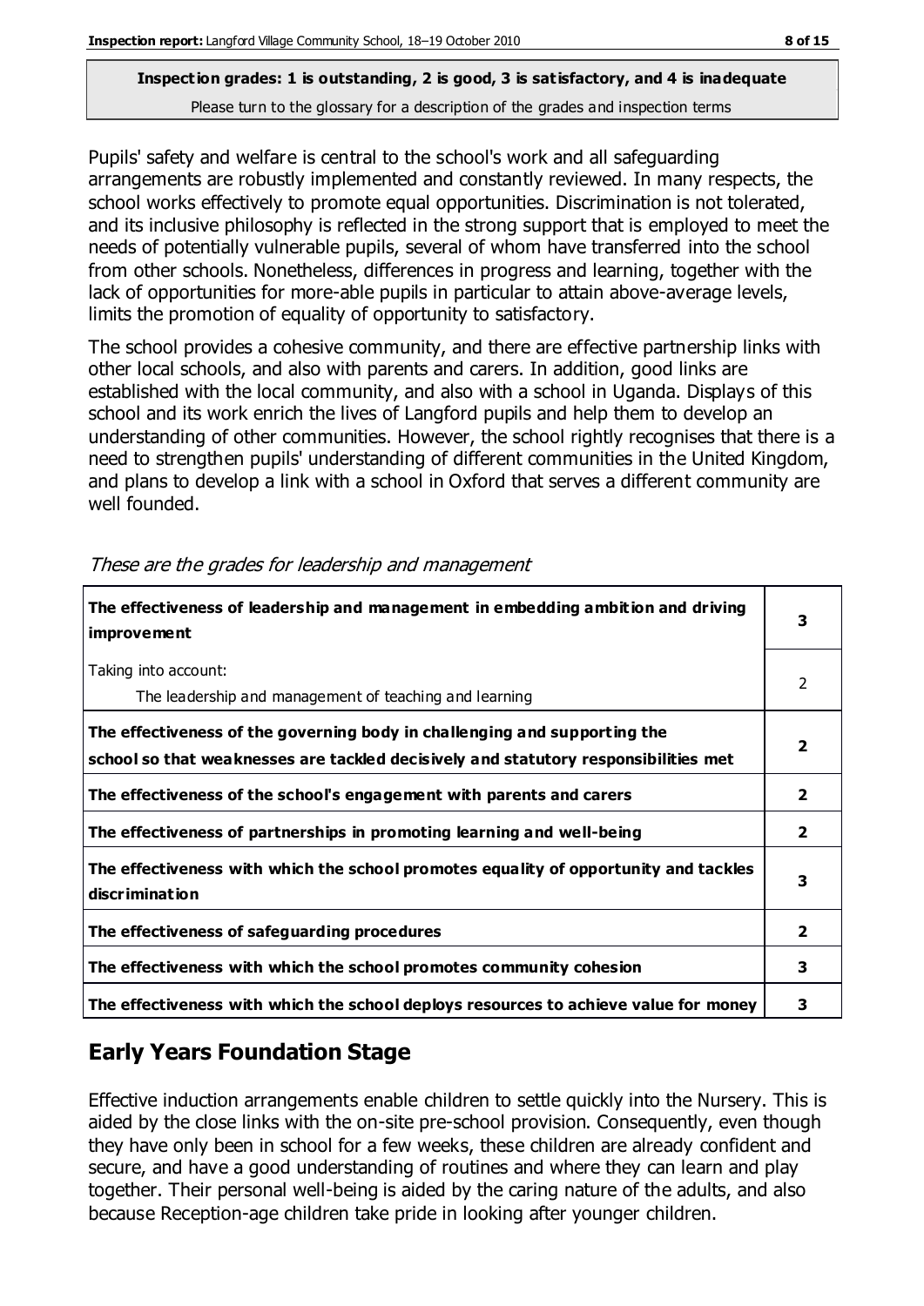**Inspection grades: 1 is outstanding, 2 is good, 3 is satisfactory, and 4 is inadequate**
Please turn to the glossary for a description of the grades and inspection terms

Pupils' safety and welfare is central to the school's work and all safeguarding arrangements are robustly implemented and constantly reviewed. In many respects, the school works effectively to promote equal opportunities. Discrimination is not tolerated, and its inclusive philosophy is reflected in the strong support that is employed to meet the needs of potentially vulnerable pupils, several of whom have transferred into the school from other schools. Nonetheless, differences in progress and learning, together with the lack of opportunities for more-able pupils in particular to attain above-average levels, limits the promotion of equality of opportunity to satisfactory.

The school provides a cohesive community, and there are effective partnership links with other local schools, and also with parents and carers. In addition, good links are established with the local community, and also with a school in Uganda. Displays of this school and its work enrich the lives of Langford pupils and help them to develop an understanding of other communities. However, the school rightly recognises that there is a need to strengthen pupils' understanding of different communities in the United Kingdom, and plans to develop a link with a school in Oxford that serves a different community are well founded.

*These are the grades for leadership and management*

| | |
|---|---|
| **The effectiveness of leadership and management in embedding ambition and driving improvement** | **3** |
| Taking into account:<br>The leadership and management of teaching and learning | 2 |
| **The effectiveness of the governing body in challenging and supporting the school so that weaknesses are tackled decisively and statutory responsibilities met** | **2** |
| **The effectiveness of the school's engagement with parents and carers** | **2** |
| **The effectiveness of partnerships in promoting learning and well-being** | **2** |
| **The effectiveness with which the school promotes equality of opportunity and tackles discrimination** | **3** |
| **The effectiveness of safeguarding procedures** | **2** |
| **The effectiveness with which the school promotes community cohesion** | **3** |
| **The effectiveness with which the school deploys resources to achieve value for money** | **3** |

## Early Years Foundation Stage

Effective induction arrangements enable children to settle quickly into the Nursery. This is aided by the close links with the on-site pre-school provision. Consequently, even though they have only been in school for a few weeks, these children are already confident and secure, and have a good understanding of routines and where they can learn and play together. Their personal well-being is aided by the caring nature of the adults, and also because Reception-age children take pride in looking after younger children.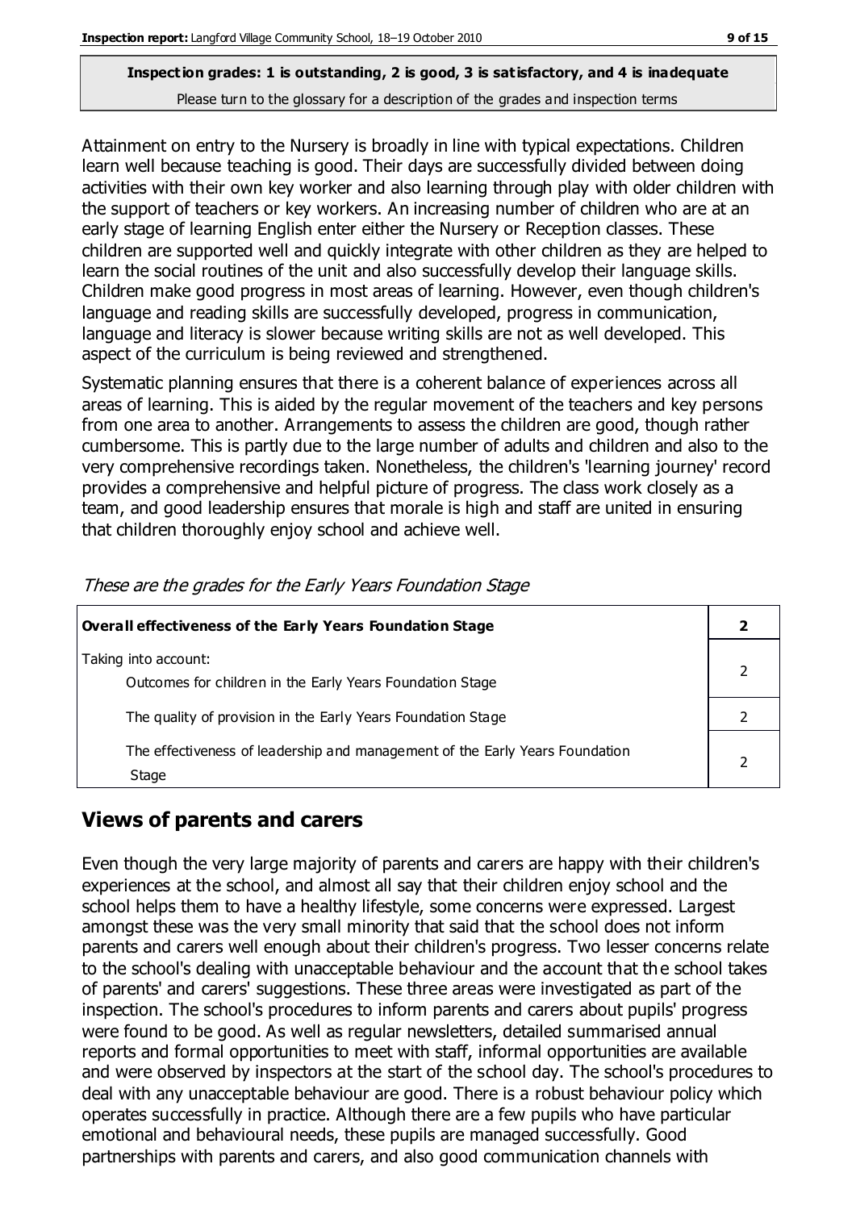**Inspection grades: 1 is outstanding, 2 is good, 3 is satisfactory, and 4 is inadequate**
Please turn to the glossary for a description of the grades and inspection terms

Attainment on entry to the Nursery is broadly in line with typical expectations. Children learn well because teaching is good. Their days are successfully divided between doing activities with their own key worker and also learning through play with older children with the support of teachers or key workers. An increasing number of children who are at an early stage of learning English enter either the Nursery or Reception classes. These children are supported well and quickly integrate with other children as they are helped to learn the social routines of the unit and also successfully develop their language skills. Children make good progress in most areas of learning. However, even though children's language and reading skills are successfully developed, progress in communication, language and literacy is slower because writing skills are not as well developed. This aspect of the curriculum is being reviewed and strengthened.

Systematic planning ensures that there is a coherent balance of experiences across all areas of learning. This is aided by the regular movement of the teachers and key persons from one area to another. Arrangements to assess the children are good, though rather cumbersome. This is partly due to the large number of adults and children and also to the very comprehensive recordings taken. Nonetheless, the children's 'learning journey' record provides a comprehensive and helpful picture of progress. The class work closely as a team, and good leadership ensures that morale is high and staff are united in ensuring that children thoroughly enjoy school and achieve well.

*These are the grades for the Early Years Foundation Stage*

| **Overall effectiveness of the Early Years Foundation Stage** | **2** |
|---|---|
| Taking into account:<br>Outcomes for children in the Early Years Foundation Stage | 2 |
| The quality of provision in the Early Years Foundation Stage | 2 |
| The effectiveness of leadership and management of the Early Years Foundation Stage | 2 |

## Views of parents and carers

Even though the very large majority of parents and carers are happy with their children's experiences at the school, and almost all say that their children enjoy school and the school helps them to have a healthy lifestyle, some concerns were expressed. Largest amongst these was the very small minority that said that the school does not inform parents and carers well enough about their children's progress. Two lesser concerns relate to the school's dealing with unacceptable behaviour and the account that the school takes of parents' and carers' suggestions. These three areas were investigated as part of the inspection. The school's procedures to inform parents and carers about pupils' progress were found to be good. As well as regular newsletters, detailed summarised annual reports and formal opportunities to meet with staff, informal opportunities are available and were observed by inspectors at the start of the school day. The school's procedures to deal with any unacceptable behaviour are good. There is a robust behaviour policy which operates successfully in practice. Although there are a few pupils who have particular emotional and behavioural needs, these pupils are managed successfully. Good partnerships with parents and carers, and also good communication channels with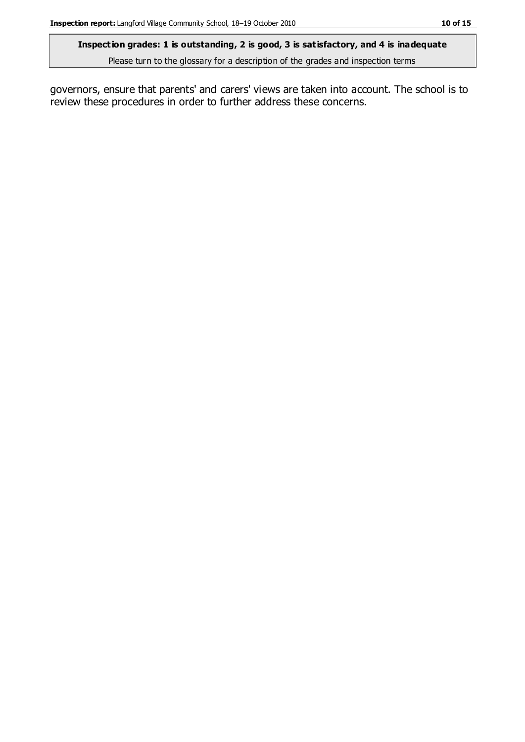**Inspection grades: 1 is outstanding, 2 is good, 3 is satisfactory, and 4 is inadequate**
Please turn to the glossary for a description of the grades and inspection terms

governors, ensure that parents' and carers' views are taken into account. The school is to review these procedures in order to further address these concerns.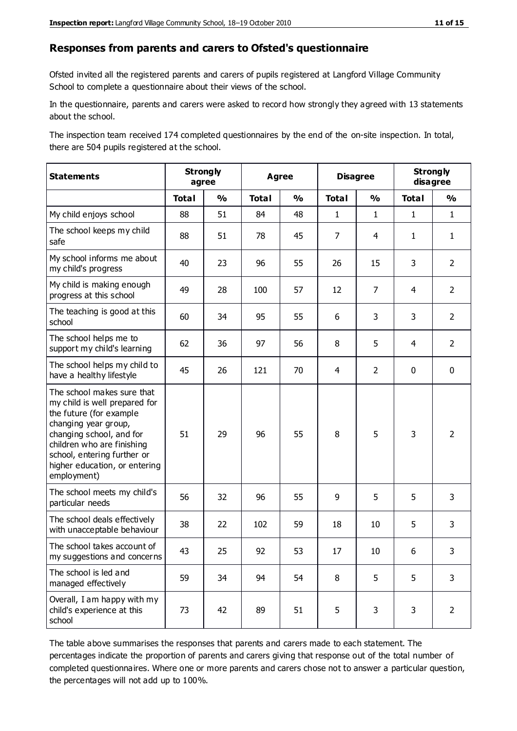## Responses from parents and carers to Ofsted's questionnaire

Ofsted invited all the registered parents and carers of pupils registered at Langford Village Community School to complete a questionnaire about their views of the school.

In the questionnaire, parents and carers were asked to record how strongly they agreed with 13 statements about the school.

The inspection team received 174 completed questionnaires by the end of the on-site inspection. In total, there are 504 pupils registered at the school.

| Statements | Strongly agree | | Agree | | Disagree | | Strongly disagree | |
|---|---|---|---|---|---|---|---|---|
| | Total | % | Total | % | Total | % | Total | % |
| My child enjoys school | 88 | 51 | 84 | 48 | 1 | 1 | 1 | 1 |
| The school keeps my child safe | 88 | 51 | 78 | 45 | 7 | 4 | 1 | 1 |
| My school informs me about my child's progress | 40 | 23 | 96 | 55 | 26 | 15 | 3 | 2 |
| My child is making enough progress at this school | 49 | 28 | 100 | 57 | 12 | 7 | 4 | 2 |
| The teaching is good at this school | 60 | 34 | 95 | 55 | 6 | 3 | 3 | 2 |
| The school helps me to support my child's learning | 62 | 36 | 97 | 56 | 8 | 5 | 4 | 2 |
| The school helps my child to have a healthy lifestyle | 45 | 26 | 121 | 70 | 4 | 2 | 0 | 0 |
| The school makes sure that my child is well prepared for the future (for example changing year group, changing school, and for children who are finishing school, entering further or higher education, or entering employment) | 51 | 29 | 96 | 55 | 8 | 5 | 3 | 2 |
| The school meets my child's particular needs | 56 | 32 | 96 | 55 | 9 | 5 | 5 | 3 |
| The school deals effectively with unacceptable behaviour | 38 | 22 | 102 | 59 | 18 | 10 | 5 | 3 |
| The school takes account of my suggestions and concerns | 43 | 25 | 92 | 53 | 17 | 10 | 6 | 3 |
| The school is led and managed effectively | 59 | 34 | 94 | 54 | 8 | 5 | 5 | 3 |
| Overall, I am happy with my child's experience at this school | 73 | 42 | 89 | 51 | 5 | 3 | 3 | 2 |

The table above summarises the responses that parents and carers made to each statement. The percentages indicate the proportion of parents and carers giving that response out of the total number of completed questionnaires. Where one or more parents and carers chose not to answer a particular question, the percentages will not add up to 100%.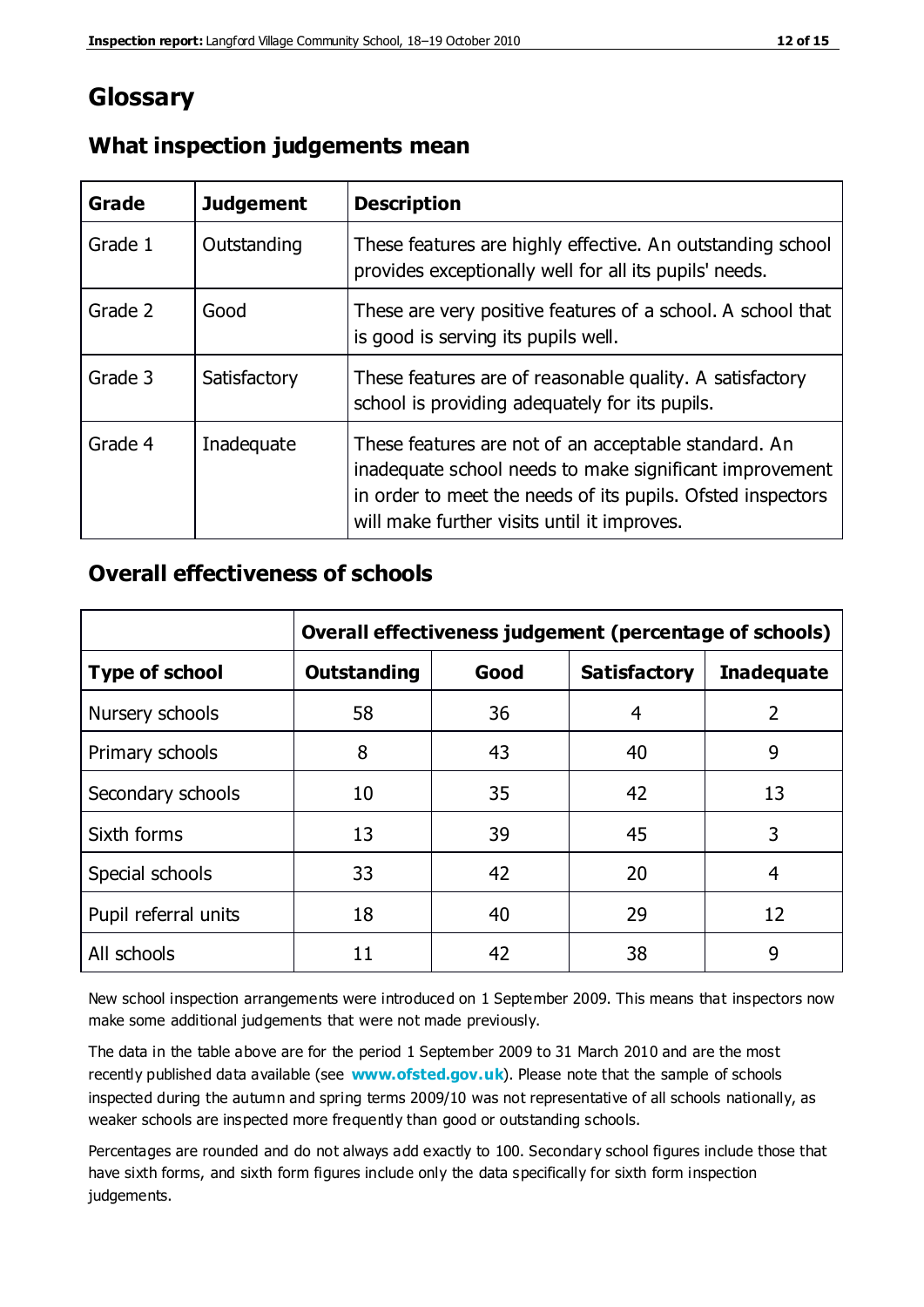# Glossary

## What inspection judgements mean

| Grade | Judgement | Description |
|---|---|---|
| Grade 1 | Outstanding | These features are highly effective. An outstanding school provides exceptionally well for all its pupils' needs. |
| Grade 2 | Good | These are very positive features of a school. A school that is good is serving its pupils well. |
| Grade 3 | Satisfactory | These features are of reasonable quality. A satisfactory school is providing adequately for its pupils. |
| Grade 4 | Inadequate | These features are not of an acceptable standard. An inadequate school needs to make significant improvement in order to meet the needs of its pupils. Ofsted inspectors will make further visits until it improves. |

## Overall effectiveness of schools

| | Overall effectiveness judgement (percentage of schools) | | | |
|---|---|---|---|---|
| **Type of school** | **Outstanding** | **Good** | **Satisfactory** | **Inadequate** |
| Nursery schools | 58 | 36 | 4 | 2 |
| Primary schools | 8 | 43 | 40 | 9 |
| Secondary schools | 10 | 35 | 42 | 13 |
| Sixth forms | 13 | 39 | 45 | 3 |
| Special schools | 33 | 42 | 20 | 4 |
| Pupil referral units | 18 | 40 | 29 | 12 |
| All schools | 11 | 42 | 38 | 9 |

New school inspection arrangements were introduced on 1 September 2009. This means that inspectors now make some additional judgements that were not made previously.

The data in the table above are for the period 1 September 2009 to 31 March 2010 and are the most recently published data available (see **www.ofsted.gov.uk**). Please note that the sample of schools inspected during the autumn and spring terms 2009/10 was not representative of all schools nationally, as weaker schools are inspected more frequently than good or outstanding schools.

Percentages are rounded and do not always add exactly to 100. Secondary school figures include those that have sixth forms, and sixth form figures include only the data specifically for sixth form inspection judgements.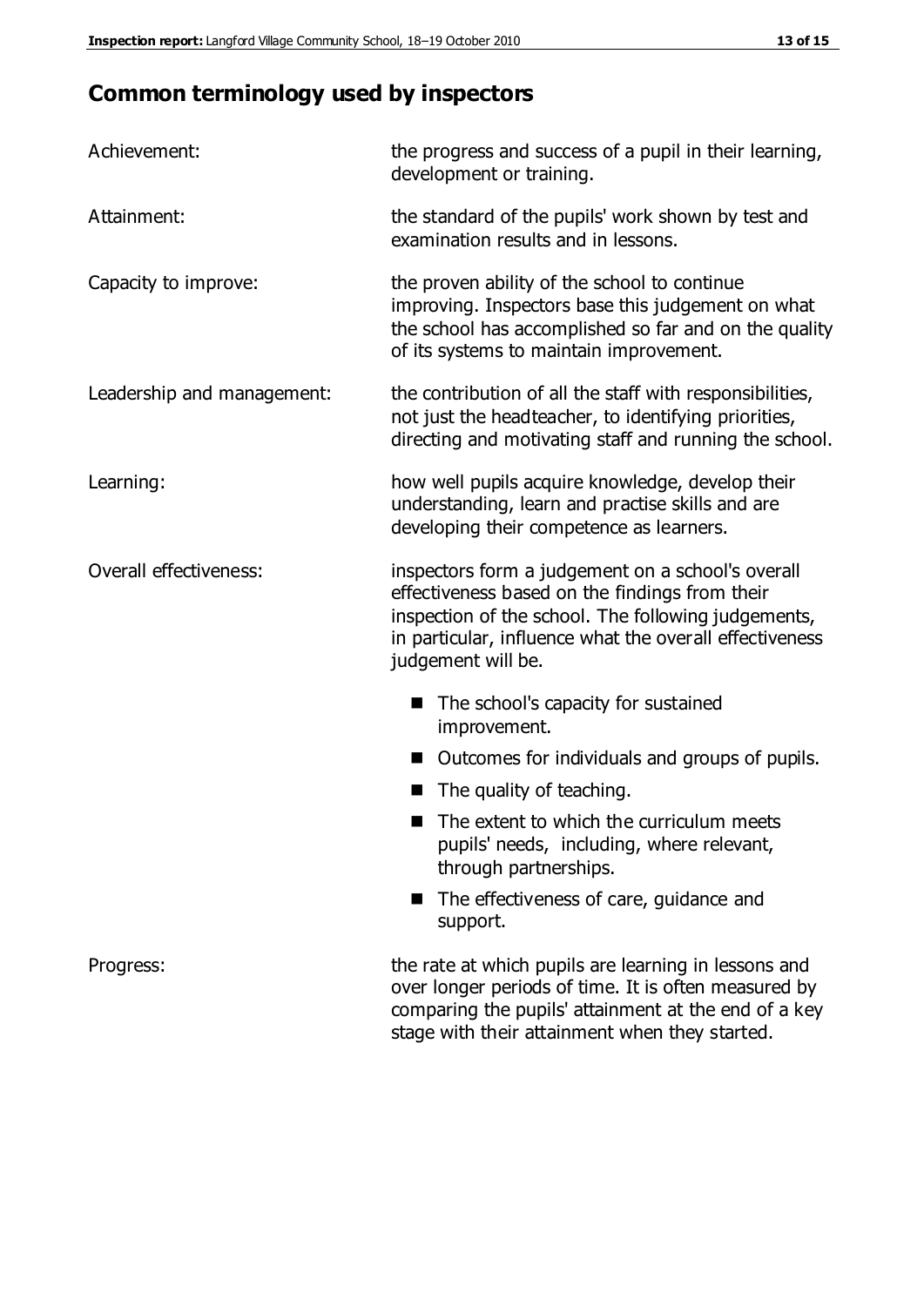## Common terminology used by inspectors

| | |
|---|---|
| Achievement: | the progress and success of a pupil in their learning, development or training. |
| Attainment: | the standard of the pupils' work shown by test and examination results and in lessons. |
| Capacity to improve: | the proven ability of the school to continue improving. Inspectors base this judgement on what the school has accomplished so far and on the quality of its systems to maintain improvement. |
| Leadership and management: | the contribution of all the staff with responsibilities, not just the headteacher, to identifying priorities, directing and motivating staff and running the school. |
| Learning: | how well pupils acquire knowledge, develop their understanding, learn and practise skills and are developing their competence as learners. |
| Overall effectiveness: | inspectors form a judgement on a school's overall effectiveness based on the findings from their inspection of the school. The following judgements, in particular, influence what the overall effectiveness judgement will be.<br>■ The school's capacity for sustained improvement.<br>■ Outcomes for individuals and groups of pupils.<br>■ The quality of teaching.<br>■ The extent to which the curriculum meets pupils' needs, including, where relevant, through partnerships.<br>■ The effectiveness of care, guidance and support. |
| Progress: | the rate at which pupils are learning in lessons and over longer periods of time. It is often measured by comparing the pupils' attainment at the end of a key stage with their attainment when they started. |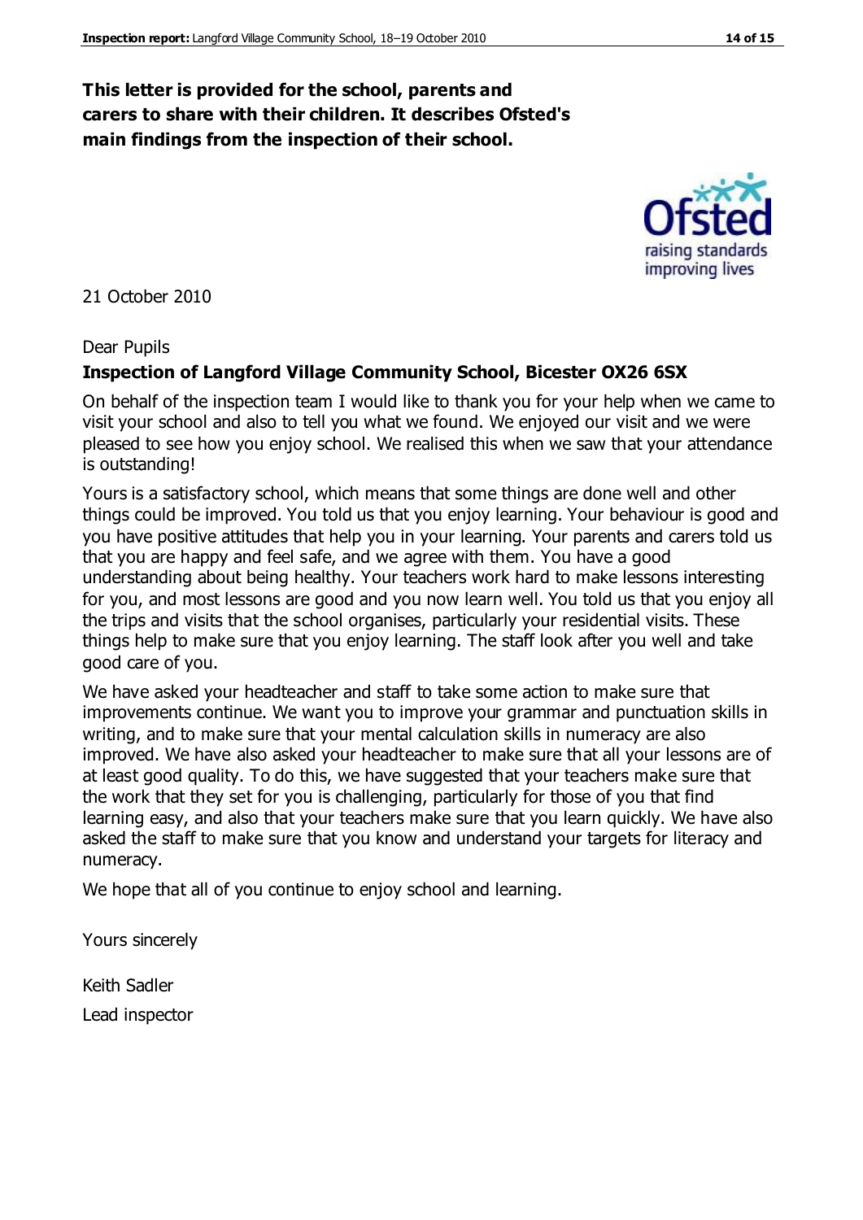**This letter is provided for the school, parents and carers to share with their children. It describes Ofsted's main findings from the inspection of their school.**

21 October 2010

Dear Pupils

**Inspection of Langford Village Community School, Bicester OX26 6SX**

On behalf of the inspection team I would like to thank you for your help when we came to visit your school and also to tell you what we found. We enjoyed our visit and we were pleased to see how you enjoy school. We realised this when we saw that your attendance is outstanding!

Yours is a satisfactory school, which means that some things are done well and other things could be improved. You told us that you enjoy learning. Your behaviour is good and you have positive attitudes that help you in your learning. Your parents and carers told us that you are happy and feel safe, and we agree with them. You have a good understanding about being healthy. Your teachers work hard to make lessons interesting for you, and most lessons are good and you now learn well. You told us that you enjoy all the trips and visits that the school organises, particularly your residential visits. These things help to make sure that you enjoy learning. The staff look after you well and take good care of you.

We have asked your headteacher and staff to take some action to make sure that improvements continue. We want you to improve your grammar and punctuation skills in writing, and to make sure that your mental calculation skills in numeracy are also improved. We have also asked your headteacher to make sure that all your lessons are of at least good quality. To do this, we have suggested that your teachers make sure that the work that they set for you is challenging, particularly for those of you that find learning easy, and also that your teachers make sure that you learn quickly. We have also asked the staff to make sure that you know and understand your targets for literacy and numeracy.

We hope that all of you continue to enjoy school and learning.

Yours sincerely

Keith Sadler

Lead inspector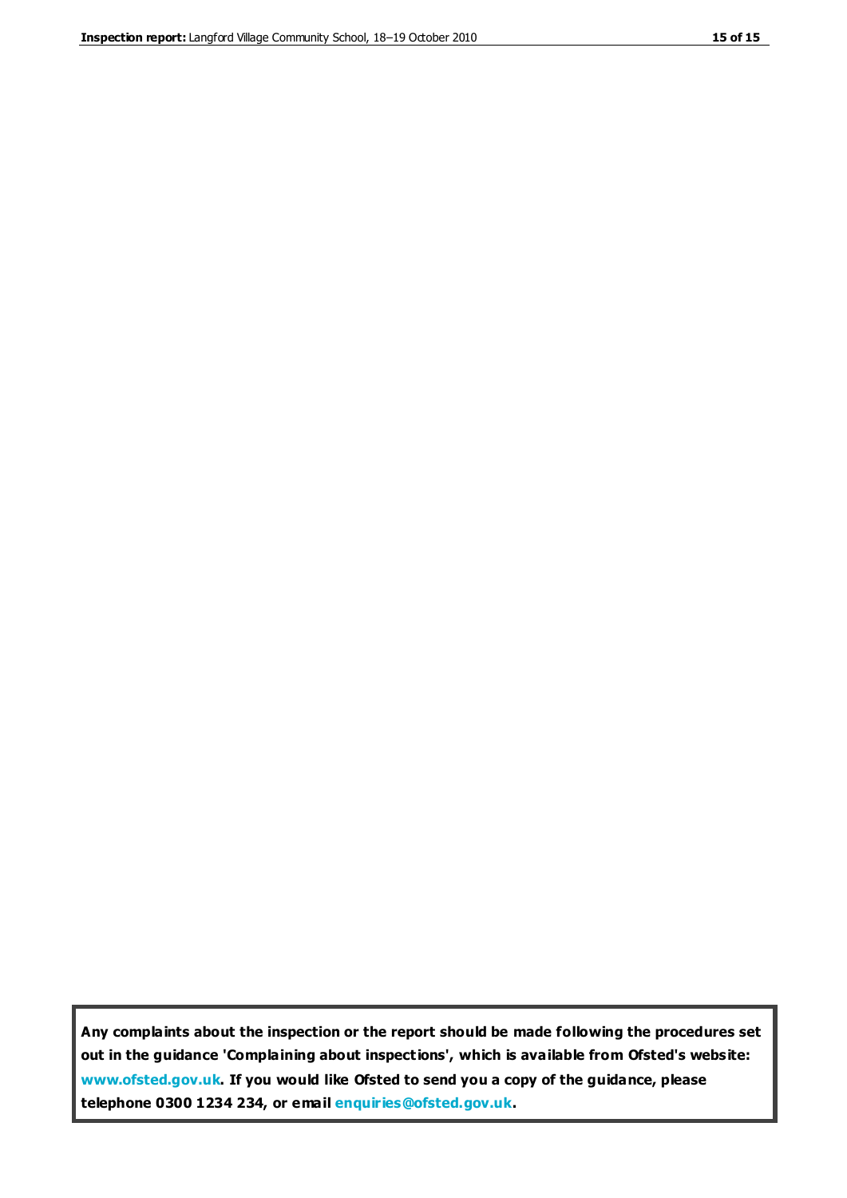**Any complaints about the inspection or the report should be made following the procedures set out in the guidance 'Complaining about inspections', which is available from Ofsted's website: www.ofsted.gov.uk. If you would like Ofsted to send you a copy of the guidance, please telephone 0300 1234 234, or email enquiries@ofsted.gov.uk.**